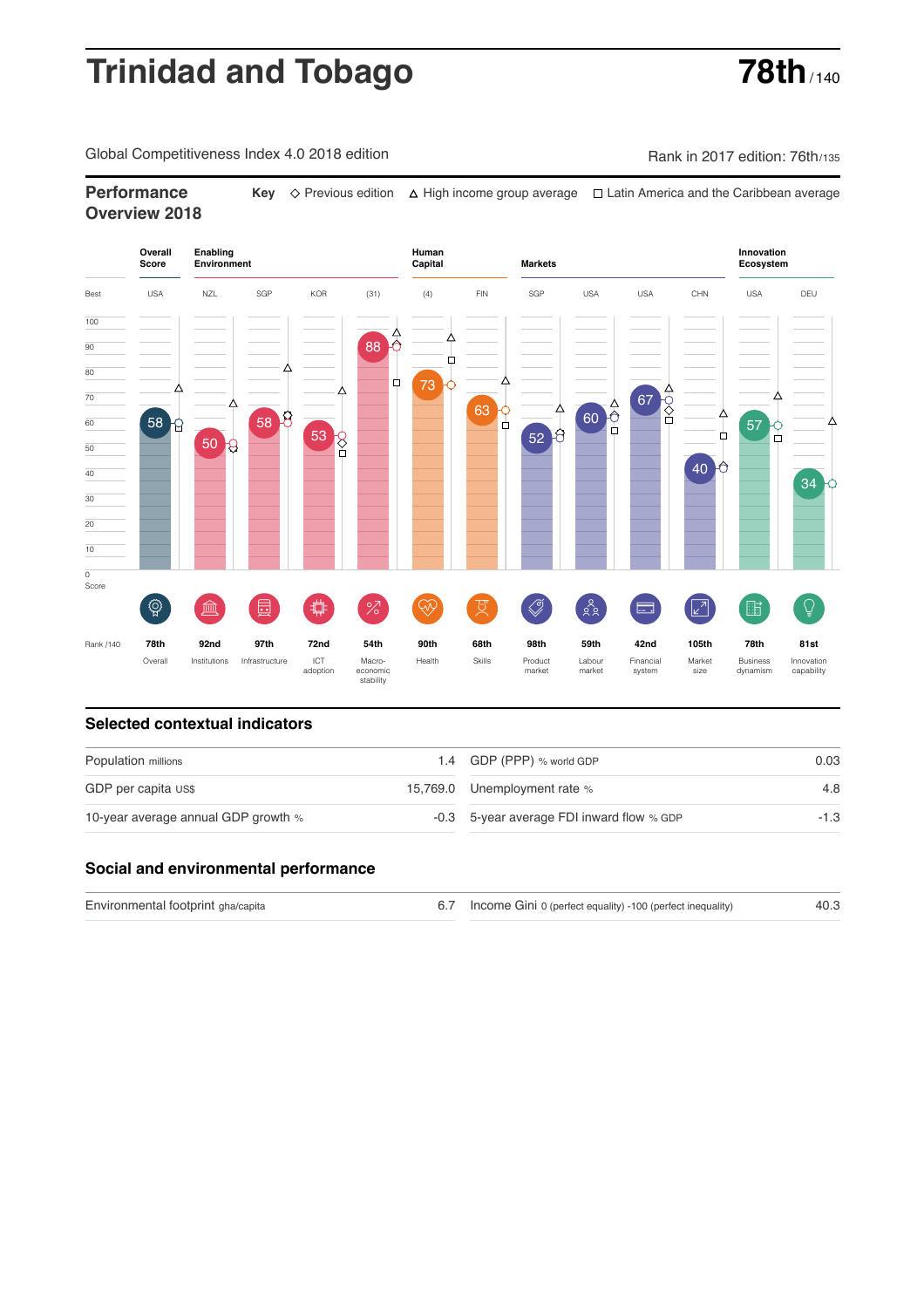# Trinidad and Tobago

**78th** / 140

Global Competitiveness Index 4.0 2018 edition

Rank in 2017 edition: 76th/135

## Performance Overview 2018

**Key** ◇ Previous edition △ High income group average □ Latin America and the Caribbean average

| | Overall Score | Enabling Environment | | | | Human Capital | | Markets | | | | Innovation Ecosystem | |
|---|---|---|---|---|---|---|---|---|---|---|---|---|---|
| Best | USA | NZL | SGP | KOR | (31) | (4) | FIN | SGP | USA | USA | CHN | USA | DEU |
| Score | 58 | 50 | 58 | 53 | 88 | 73 | 63 | 52 | 60 | 67 | 40 | 57 | 34 |
| Rank /140 | 78th | 92nd | 97th | 72nd | 54th | 90th | 68th | 98th | 59th | 42nd | 105th | 78th | 81st |
| | Overall | Institutions | Infrastructure | ICT adoption | Macro-economic stability | Health | Skills | Product market | Labour market | Financial system | Market size | Business dynamism | Innovation capability |

## Selected contextual indicators

| | | | |
|---|---|---|---|
| Population millions | 1.4 | GDP (PPP) % world GDP | 0.03 |
| GDP per capita US$ | 15,769.0 | Unemployment rate % | 4.8 |
| 10-year average annual GDP growth % | -0.3 | 5-year average FDI inward flow % GDP | -1.3 |

## Social and environmental performance

| | | | |
|---|---|---|---|
| Environmental footprint gha/capita | 6.7 | Income Gini 0 (perfect equality) -100 (perfect inequality) | 40.3 |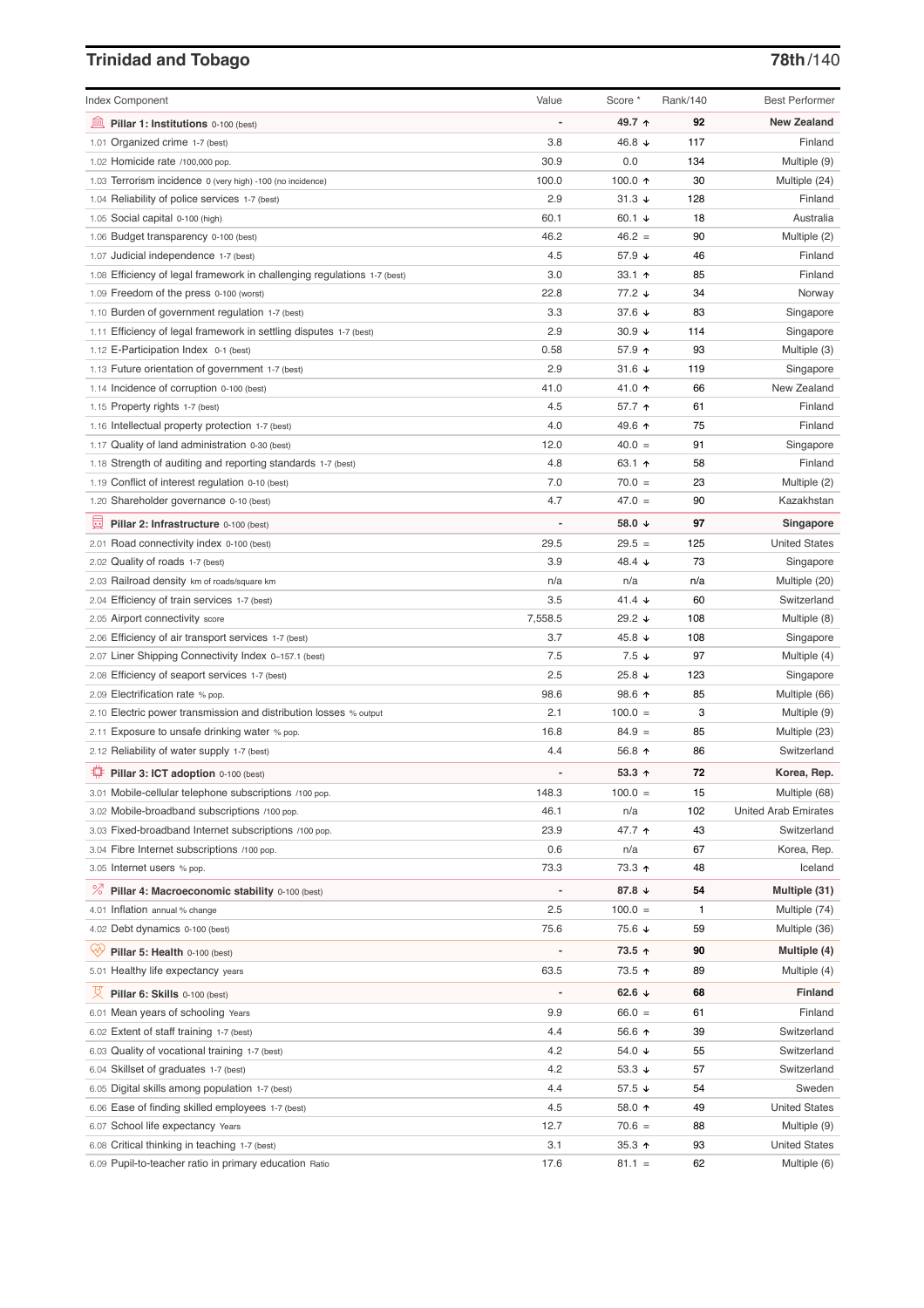## Trinidad and Tobago

**78th/140**

| Index Component | Value | Score * | Rank/140 | Best Performer |
|---|---|---|---|---|
| **Pillar 1: Institutions** 0-100 (best) | - | **49.7 ↑** | **92** | **New Zealand** |
| 1.01 Organized crime 1-7 (best) | 3.8 | 46.8 ↓ | 117 | Finland |
| 1.02 Homicide rate /100,000 pop. | 30.9 | 0.0 | 134 | Multiple (9) |
| 1.03 Terrorism incidence 0 (very high) -100 (no incidence) | 100.0 | 100.0 ↑ | 30 | Multiple (24) |
| 1.04 Reliability of police services 1-7 (best) | 2.9 | 31.3 ↓ | 128 | Finland |
| 1.05 Social capital 0-100 (high) | 60.1 | 60.1 ↓ | 18 | Australia |
| 1.06 Budget transparency 0-100 (best) | 46.2 | 46.2 = | 90 | Multiple (2) |
| 1.07 Judicial independence 1-7 (best) | 4.5 | 57.9 ↓ | 46 | Finland |
| 1.08 Efficiency of legal framework in challenging regulations 1-7 (best) | 3.0 | 33.1 ↑ | 85 | Finland |
| 1.09 Freedom of the press 0-100 (worst) | 22.8 | 77.2 ↓ | 34 | Norway |
| 1.10 Burden of government regulation 1-7 (best) | 3.3 | 37.6 ↓ | 83 | Singapore |
| 1.11 Efficiency of legal framework in settling disputes 1-7 (best) | 2.9 | 30.9 ↓ | 114 | Singapore |
| 1.12 E-Participation Index 0-1 (best) | 0.58 | 57.9 ↑ | 93 | Multiple (3) |
| 1.13 Future orientation of government 1-7 (best) | 2.9 | 31.6 ↓ | 119 | Singapore |
| 1.14 Incidence of corruption 0-100 (best) | 41.0 | 41.0 ↑ | 66 | New Zealand |
| 1.15 Property rights 1-7 (best) | 4.5 | 57.7 ↑ | 61 | Finland |
| 1.16 Intellectual property protection 1-7 (best) | 4.0 | 49.6 ↑ | 75 | Finland |
| 1.17 Quality of land administration 0-30 (best) | 12.0 | 40.0 = | 91 | Singapore |
| 1.18 Strength of auditing and reporting standards 1-7 (best) | 4.8 | 63.1 ↑ | 58 | Finland |
| 1.19 Conflict of interest regulation 0-10 (best) | 7.0 | 70.0 = | 23 | Multiple (2) |
| 1.20 Shareholder governance 0-10 (best) | 4.7 | 47.0 = | 90 | Kazakhstan |
| **Pillar 2: Infrastructure** 0-100 (best) | - | **58.0 ↓** | **97** | **Singapore** |
| 2.01 Road connectivity index 0-100 (best) | 29.5 | 29.5 = | 125 | United States |
| 2.02 Quality of roads 1-7 (best) | 3.9 | 48.4 ↓ | 73 | Singapore |
| 2.03 Railroad density km of roads/square km | n/a | n/a | n/a | Multiple (20) |
| 2.04 Efficiency of train services 1-7 (best) | 3.5 | 41.4 ↓ | 60 | Switzerland |
| 2.05 Airport connectivity score | 7,558.5 | 29.2 ↓ | 108 | Multiple (8) |
| 2.06 Efficiency of air transport services 1-7 (best) | 3.7 | 45.8 ↓ | 108 | Singapore |
| 2.07 Liner Shipping Connectivity Index 0–157.1 (best) | 7.5 | 7.5 ↓ | 97 | Multiple (4) |
| 2.08 Efficiency of seaport services 1-7 (best) | 2.5 | 25.8 ↓ | 123 | Singapore |
| 2.09 Electrification rate % pop. | 98.6 | 98.6 ↑ | 85 | Multiple (66) |
| 2.10 Electric power transmission and distribution losses % output | 2.1 | 100.0 = | 3 | Multiple (9) |
| 2.11 Exposure to unsafe drinking water % pop. | 16.8 | 84.9 = | 85 | Multiple (23) |
| 2.12 Reliability of water supply 1-7 (best) | 4.4 | 56.8 ↑ | 86 | Switzerland |
| **Pillar 3: ICT adoption** 0-100 (best) | - | **53.3 ↑** | **72** | **Korea, Rep.** |
| 3.01 Mobile-cellular telephone subscriptions /100 pop. | 148.3 | 100.0 = | 15 | Multiple (68) |
| 3.02 Mobile-broadband subscriptions /100 pop. | 46.1 | n/a | 102 | United Arab Emirates |
| 3.03 Fixed-broadband Internet subscriptions /100 pop. | 23.9 | 47.7 ↑ | 43 | Switzerland |
| 3.04 Fibre Internet subscriptions /100 pop. | 0.6 | n/a | 67 | Korea, Rep. |
| 3.05 Internet users % pop. | 73.3 | 73.3 ↑ | 48 | Iceland |
| **Pillar 4: Macroeconomic stability** 0-100 (best) | - | **87.8 ↓** | **54** | **Multiple (31)** |
| 4.01 Inflation annual % change | 2.5 | 100.0 = | 1 | Multiple (74) |
| 4.02 Debt dynamics 0-100 (best) | 75.6 | 75.6 ↓ | 59 | Multiple (36) |
| **Pillar 5: Health** 0-100 (best) | - | **73.5 ↑** | **90** | **Multiple (4)** |
| 5.01 Healthy life expectancy years | 63.5 | 73.5 ↑ | 89 | Multiple (4) |
| **Pillar 6: Skills** 0-100 (best) | - | **62.6 ↓** | **68** | **Finland** |
| 6.01 Mean years of schooling Years | 9.9 | 66.0 = | 61 | Finland |
| 6.02 Extent of staff training 1-7 (best) | 4.4 | 56.6 ↑ | 39 | Switzerland |
| 6.03 Quality of vocational training 1-7 (best) | 4.2 | 54.0 ↓ | 55 | Switzerland |
| 6.04 Skillset of graduates 1-7 (best) | 4.2 | 53.3 ↓ | 57 | Switzerland |
| 6.05 Digital skills among population 1-7 (best) | 4.4 | 57.5 ↓ | 54 | Sweden |
| 6.06 Ease of finding skilled employees 1-7 (best) | 4.5 | 58.0 ↑ | 49 | United States |
| 6.07 School life expectancy Years | 12.7 | 70.6 = | 88 | Multiple (9) |
| 6.08 Critical thinking in teaching 1-7 (best) | 3.1 | 35.3 ↑ | 93 | United States |
| 6.09 Pupil-to-teacher ratio in primary education Ratio | 17.6 | 81.1 = | 62 | Multiple (6) |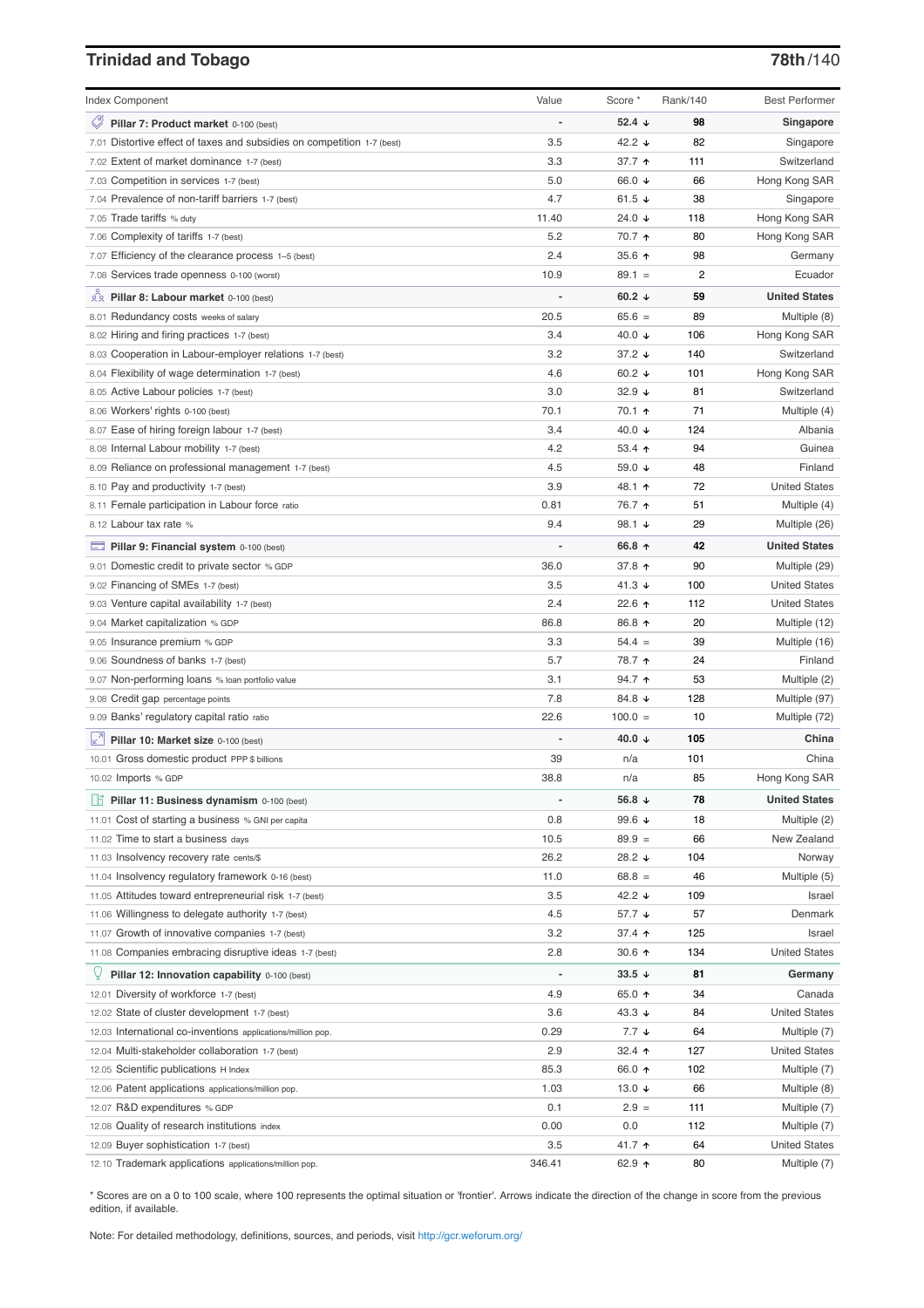## Trinidad and Tobago

**78th**/140

| Index Component | Value | Score * | Rank/140 | Best Performer |
|---|---|---|---|---|
| **Pillar 7: Product market** 0-100 (best) | - | **52.4 ↓** | **98** | **Singapore** |
| 7.01 Distortive effect of taxes and subsidies on competition 1-7 (best) | 3.5 | 42.2 ↓ | 82 | Singapore |
| 7.02 Extent of market dominance 1-7 (best) | 3.3 | 37.7 ↑ | 111 | Switzerland |
| 7.03 Competition in services 1-7 (best) | 5.0 | 66.0 ↓ | 66 | Hong Kong SAR |
| 7.04 Prevalence of non-tariff barriers 1-7 (best) | 4.7 | 61.5 ↓ | 38 | Singapore |
| 7.05 Trade tariffs % duty | 11.40 | 24.0 ↓ | 118 | Hong Kong SAR |
| 7.06 Complexity of tariffs 1-7 (best) | 5.2 | 70.7 ↑ | 80 | Hong Kong SAR |
| 7.07 Efficiency of the clearance process 1–5 (best) | 2.4 | 35.6 ↑ | 98 | Germany |
| 7.08 Services trade openness 0-100 (worst) | 10.9 | 89.1 = | 2 | Ecuador |
| **Pillar 8: Labour market** 0-100 (best) | - | **60.2 ↓** | **59** | **United States** |
| 8.01 Redundancy costs weeks of salary | 20.5 | 65.6 = | 89 | Multiple (8) |
| 8.02 Hiring and firing practices 1-7 (best) | 3.4 | 40.0 ↓ | 106 | Hong Kong SAR |
| 8.03 Cooperation in Labour-employer relations 1-7 (best) | 3.2 | 37.2 ↓ | 140 | Switzerland |
| 8.04 Flexibility of wage determination 1-7 (best) | 4.6 | 60.2 ↓ | 101 | Hong Kong SAR |
| 8.05 Active Labour policies 1-7 (best) | 3.0 | 32.9 ↓ | 81 | Switzerland |
| 8.06 Workers' rights 0-100 (best) | 70.1 | 70.1 ↑ | 71 | Multiple (4) |
| 8.07 Ease of hiring foreign labour 1-7 (best) | 3.4 | 40.0 ↓ | 124 | Albania |
| 8.08 Internal Labour mobility 1-7 (best) | 4.2 | 53.4 ↑ | 94 | Guinea |
| 8.09 Reliance on professional management 1-7 (best) | 4.5 | 59.0 ↓ | 48 | Finland |
| 8.10 Pay and productivity 1-7 (best) | 3.9 | 48.1 ↑ | 72 | United States |
| 8.11 Female participation in Labour force ratio | 0.81 | 76.7 ↑ | 51 | Multiple (4) |
| 8.12 Labour tax rate % | 9.4 | 98.1 ↓ | 29 | Multiple (26) |
| **Pillar 9: Financial system** 0-100 (best) | - | **66.8 ↑** | **42** | **United States** |
| 9.01 Domestic credit to private sector % GDP | 36.0 | 37.8 ↑ | 90 | Multiple (29) |
| 9.02 Financing of SMEs 1-7 (best) | 3.5 | 41.3 ↓ | 100 | United States |
| 9.03 Venture capital availability 1-7 (best) | 2.4 | 22.6 ↑ | 112 | United States |
| 9.04 Market capitalization % GDP | 86.8 | 86.8 ↑ | 20 | Multiple (12) |
| 9.05 Insurance premium % GDP | 3.3 | 54.4 = | 39 | Multiple (16) |
| 9.06 Soundness of banks 1-7 (best) | 5.7 | 78.7 ↑ | 24 | Finland |
| 9.07 Non-performing loans % loan portfolio value | 3.1 | 94.7 ↑ | 53 | Multiple (2) |
| 9.08 Credit gap percentage points | 7.8 | 84.8 ↓ | 128 | Multiple (97) |
| 9.09 Banks' regulatory capital ratio ratio | 22.6 | 100.0 = | 10 | Multiple (72) |
| **Pillar 10: Market size** 0-100 (best) | - | **40.0 ↓** | **105** | **China** |
| 10.01 Gross domestic product PPP $ billions | 39 | n/a | 101 | China |
| 10.02 Imports % GDP | 38.8 | n/a | 85 | Hong Kong SAR |
| **Pillar 11: Business dynamism** 0-100 (best) | - | **56.8 ↓** | **78** | **United States** |
| 11.01 Cost of starting a business % GNI per capita | 0.8 | 99.6 ↓ | 18 | Multiple (2) |
| 11.02 Time to start a business days | 10.5 | 89.9 = | 66 | New Zealand |
| 11.03 Insolvency recovery rate cents/$ | 26.2 | 28.2 ↓ | 104 | Norway |
| 11.04 Insolvency regulatory framework 0-16 (best) | 11.0 | 68.8 = | 46 | Multiple (5) |
| 11.05 Attitudes toward entrepreneurial risk 1-7 (best) | 3.5 | 42.2 ↓ | 109 | Israel |
| 11.06 Willingness to delegate authority 1-7 (best) | 4.5 | 57.7 ↓ | 57 | Denmark |
| 11.07 Growth of innovative companies 1-7 (best) | 3.2 | 37.4 ↑ | 125 | Israel |
| 11.08 Companies embracing disruptive ideas 1-7 (best) | 2.8 | 30.6 ↑ | 134 | United States |
| **Pillar 12: Innovation capability** 0-100 (best) | - | **33.5 ↓** | **81** | **Germany** |
| 12.01 Diversity of workforce 1-7 (best) | 4.9 | 65.0 ↑ | 34 | Canada |
| 12.02 State of cluster development 1-7 (best) | 3.6 | 43.3 ↓ | 84 | United States |
| 12.03 International co-inventions applications/million pop. | 0.29 | 7.7 ↓ | 64 | Multiple (7) |
| 12.04 Multi-stakeholder collaboration 1-7 (best) | 2.9 | 32.4 ↑ | 127 | United States |
| 12.05 Scientific publications H Index | 85.3 | 66.0 ↑ | 102 | Multiple (7) |
| 12.06 Patent applications applications/million pop. | 1.03 | 13.0 ↓ | 66 | Multiple (8) |
| 12.07 R&D expenditures % GDP | 0.1 | 2.9 = | 111 | Multiple (7) |
| 12.08 Quality of research institutions index | 0.00 | 0.0 | 112 | Multiple (7) |
| 12.09 Buyer sophistication 1-7 (best) | 3.5 | 41.7 ↑ | 64 | United States |
| 12.10 Trademark applications applications/million pop. | 346.41 | 62.9 ↑ | 80 | Multiple (7) |

* Scores are on a 0 to 100 scale, where 100 represents the optimal situation or 'frontier'. Arrows indicate the direction of the change in score from the previous edition, if available.

Note: For detailed methodology, definitions, sources, and periods, visit http://gcr.weforum.org/